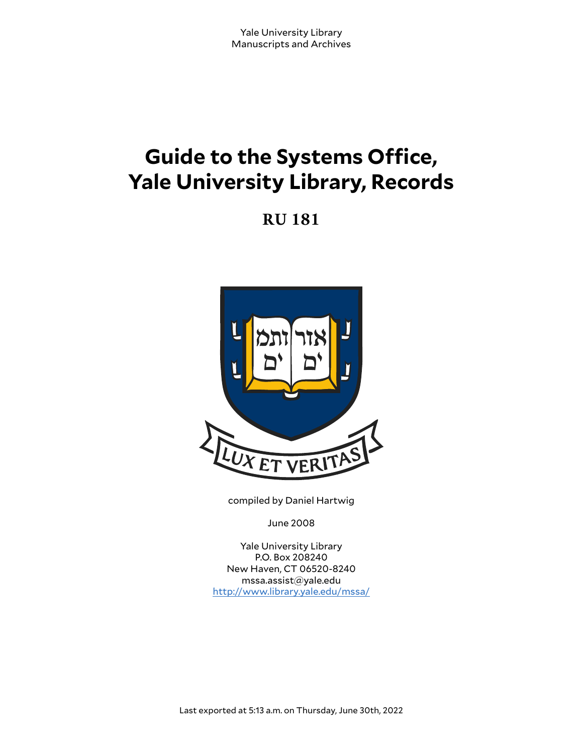Yale University Library
Manuscripts and Archives

# Guide to the Systems Office, Yale University Library, Records

## RU 181

compiled by Daniel Hartwig

June 2008

Yale University Library
P.O. Box 208240
New Haven, CT 06520-8240
mssa.assist@yale.edu
http://www.library.yale.edu/mssa/

Last exported at 5:13 a.m. on Thursday, June 30th, 2022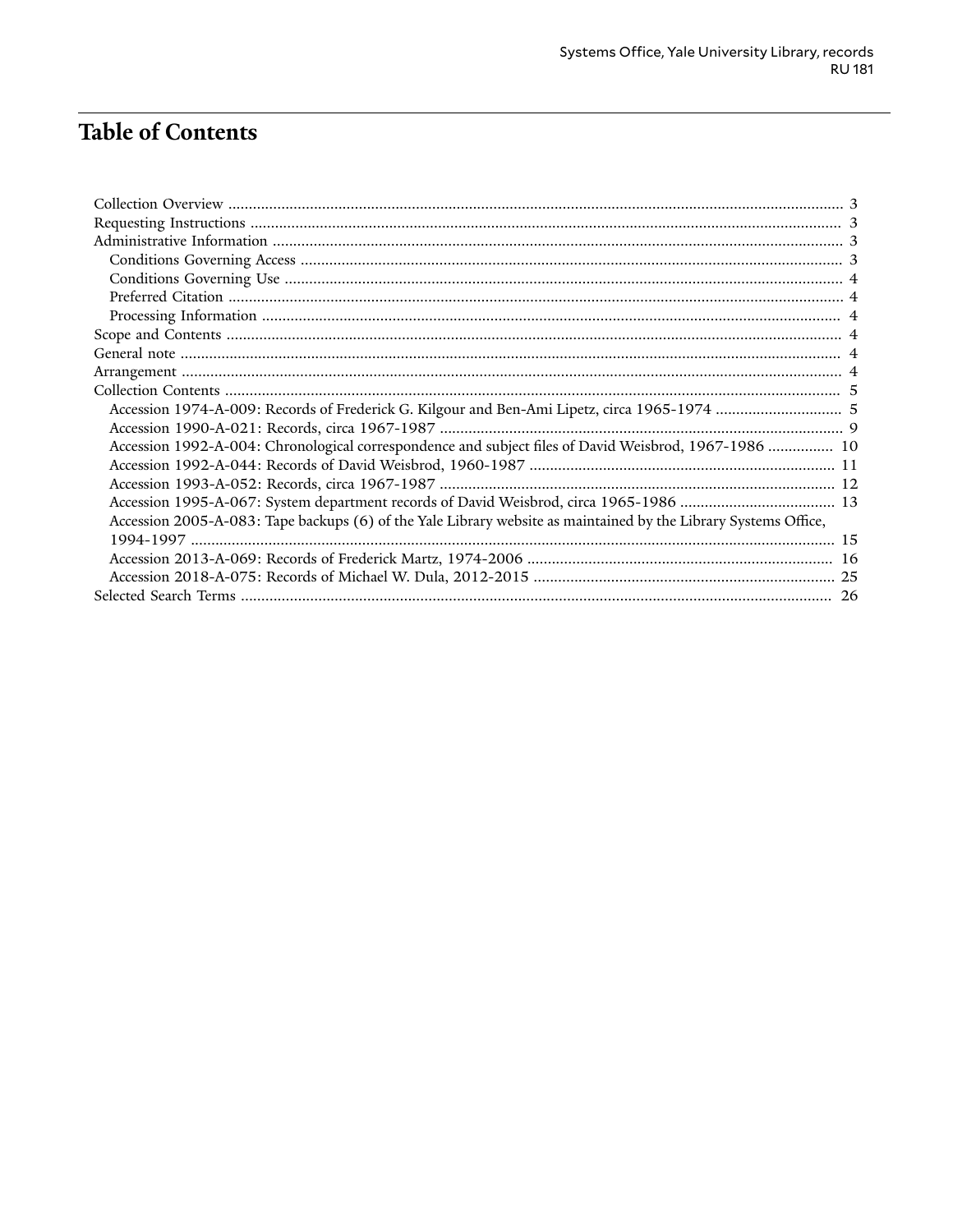# Table of Contents

- Collection Overview ... 3
- Requesting Instructions ... 3
- Administrative Information ... 3
  - Conditions Governing Access ... 3
  - Conditions Governing Use ... 4
  - Preferred Citation ... 4
  - Processing Information ... 4
- Scope and Contents ... 4
- General note ... 4
- Arrangement ... 4
- Collection Contents ... 5
  - Accession 1974-A-009: Records of Frederick G. Kilgour and Ben-Ami Lipetz, circa 1965-1974 ... 5
  - Accession 1990-A-021: Records, circa 1967-1987 ... 9
  - Accession 1992-A-004: Chronological correspondence and subject files of David Weisbrod, 1967-1986 ... 10
  - Accession 1992-A-044: Records of David Weisbrod, 1960-1987 ... 11
  - Accession 1993-A-052: Records, circa 1967-1987 ... 12
  - Accession 1995-A-067: System department records of David Weisbrod, circa 1965-1986 ... 13
  - Accession 2005-A-083: Tape backups (6) of the Yale Library website as maintained by the Library Systems Office, 1994-1997 ... 15
  - Accession 2013-A-069: Records of Frederick Martz, 1974-2006 ... 16
  - Accession 2018-A-075: Records of Michael W. Dula, 2012-2015 ... 25
- Selected Search Terms ... 26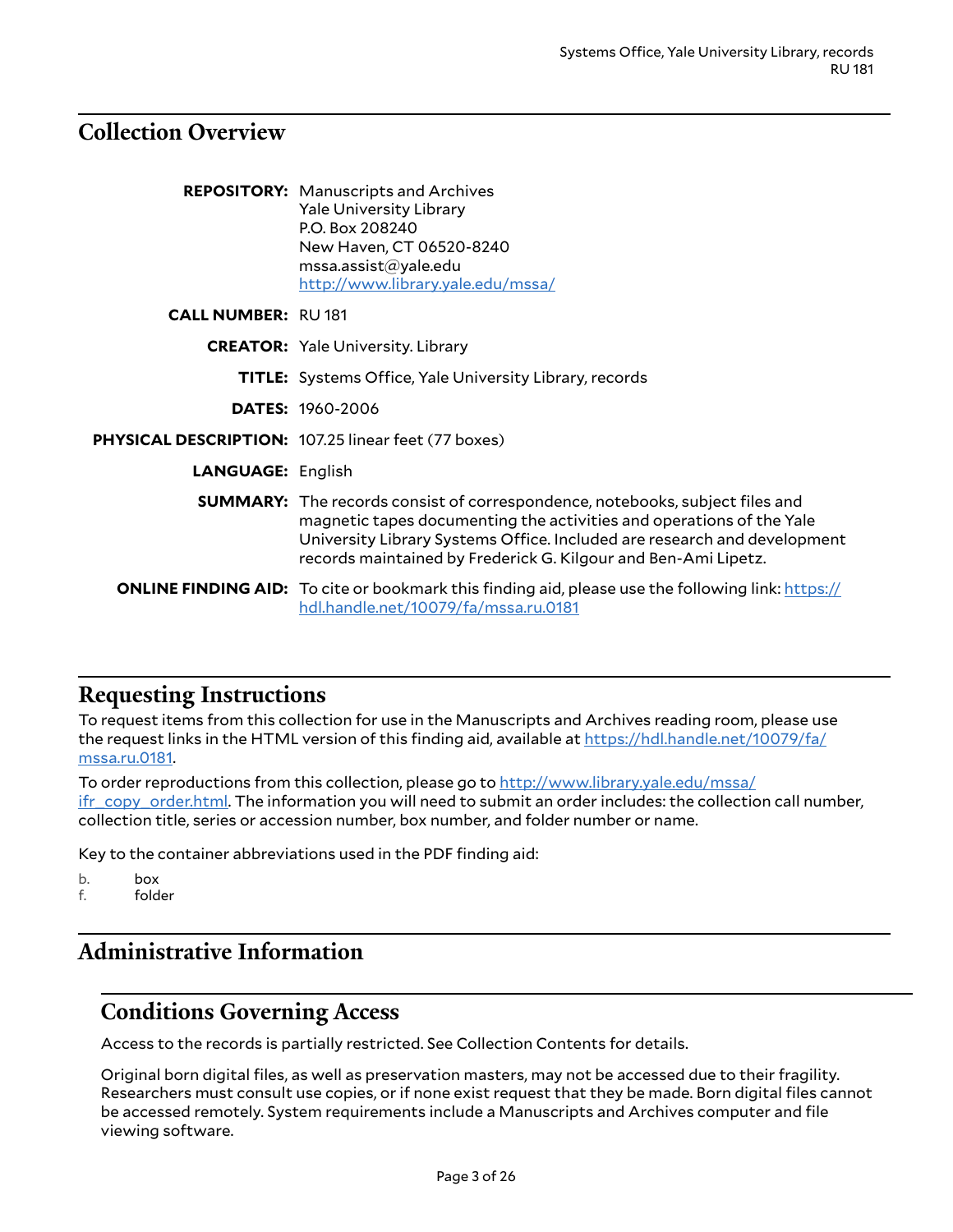## Collection Overview

**REPOSITORY:** Manuscripts and Archives
Yale University Library
P.O. Box 208240
New Haven, CT 06520-8240
mssa.assist@yale.edu
http://www.library.yale.edu/mssa/

**CALL NUMBER:** RU 181

**CREATOR:** Yale University. Library

**TITLE:** Systems Office, Yale University Library, records

**DATES:** 1960-2006

**PHYSICAL DESCRIPTION:** 107.25 linear feet (77 boxes)

**LANGUAGE:** English

**SUMMARY:** The records consist of correspondence, notebooks, subject files and magnetic tapes documenting the activities and operations of the Yale University Library Systems Office. Included are research and development records maintained by Frederick G. Kilgour and Ben-Ami Lipetz.

**ONLINE FINDING AID:** To cite or bookmark this finding aid, please use the following link: https://hdl.handle.net/10079/fa/mssa.ru.0181

## Requesting Instructions

To request items from this collection for use in the Manuscripts and Archives reading room, please use the request links in the HTML version of this finding aid, available at https://hdl.handle.net/10079/fa/mssa.ru.0181.

To order reproductions from this collection, please go to http://www.library.yale.edu/mssa/ifr_copy_order.html. The information you will need to submit an order includes: the collection call number, collection title, series or accession number, box number, and folder number or name.

Key to the container abbreviations used in the PDF finding aid:

b. box
f. folder

## Administrative Information

### Conditions Governing Access

Access to the records is partially restricted. See Collection Contents for details.

Original born digital files, as well as preservation masters, may not be accessed due to their fragility. Researchers must consult use copies, or if none exist request that they be made. Born digital files cannot be accessed remotely. System requirements include a Manuscripts and Archives computer and file viewing software.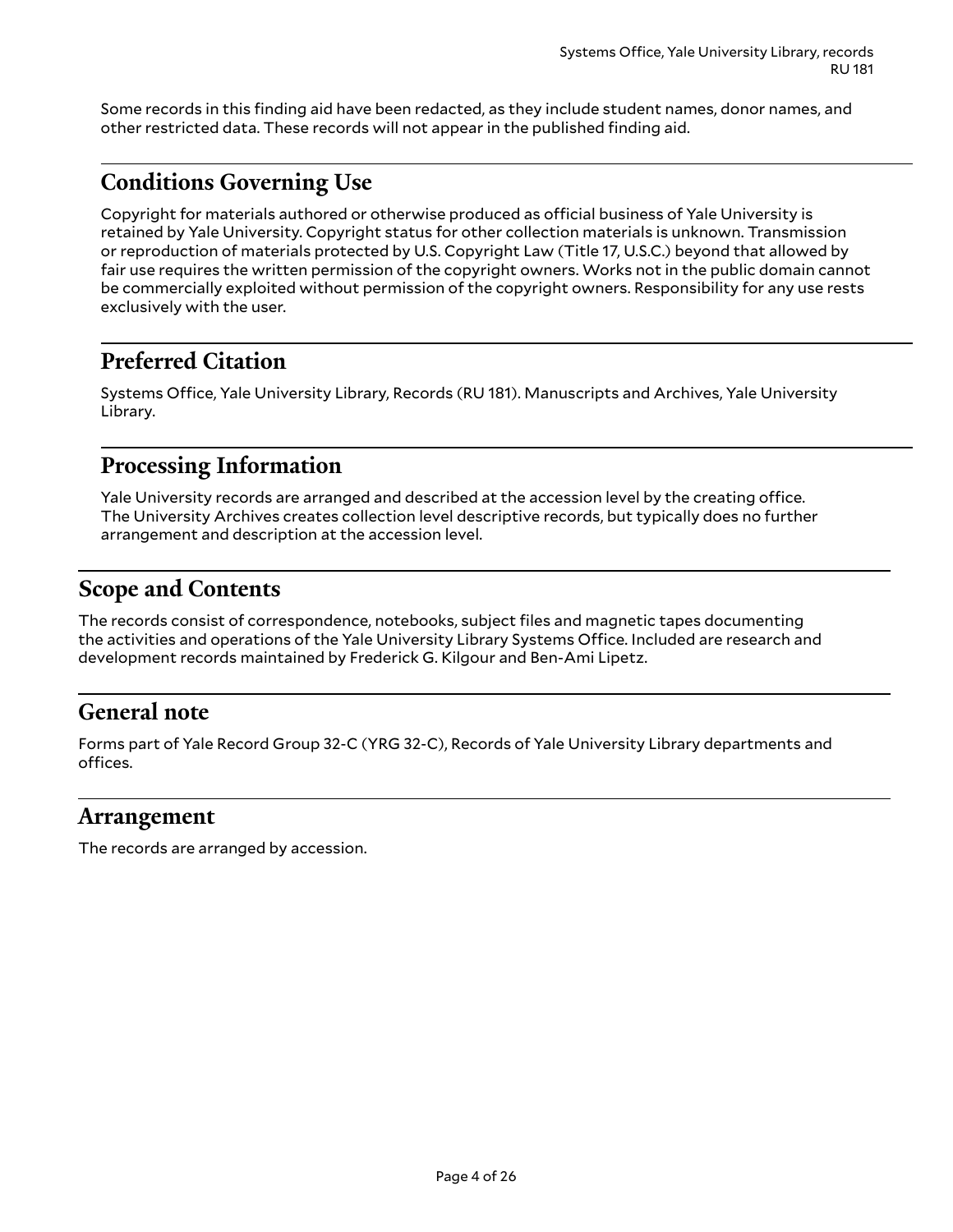Some records in this finding aid have been redacted, as they include student names, donor names, and other restricted data. These records will not appear in the published finding aid.

### Conditions Governing Use

Copyright for materials authored or otherwise produced as official business of Yale University is retained by Yale University. Copyright status for other collection materials is unknown. Transmission or reproduction of materials protected by U.S. Copyright Law (Title 17, U.S.C.) beyond that allowed by fair use requires the written permission of the copyright owners. Works not in the public domain cannot be commercially exploited without permission of the copyright owners. Responsibility for any use rests exclusively with the user.

### Preferred Citation

Systems Office, Yale University Library, Records (RU 181). Manuscripts and Archives, Yale University Library.

### Processing Information

Yale University records are arranged and described at the accession level by the creating office. The University Archives creates collection level descriptive records, but typically does no further arrangement and description at the accession level.

## Scope and Contents

The records consist of correspondence, notebooks, subject files and magnetic tapes documenting the activities and operations of the Yale University Library Systems Office. Included are research and development records maintained by Frederick G. Kilgour and Ben-Ami Lipetz.

## General note

Forms part of Yale Record Group 32-C (YRG 32-C), Records of Yale University Library departments and offices.

## Arrangement

The records are arranged by accession.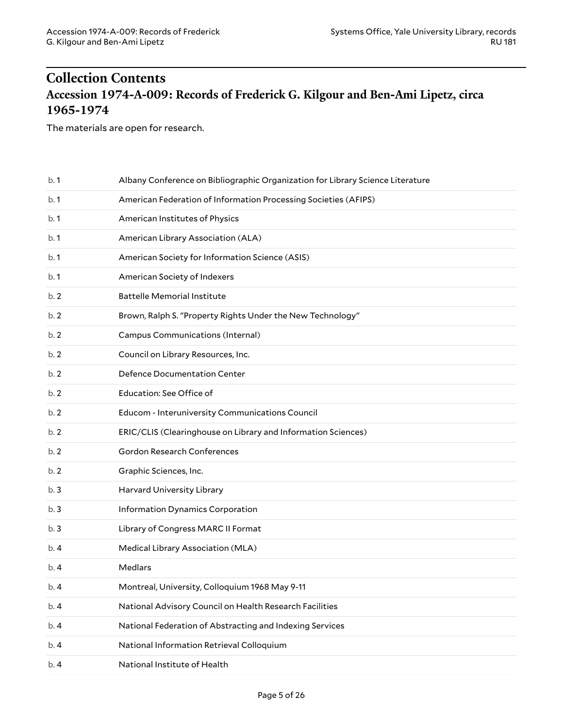## Collection Contents

### Accession 1974-A-009: Records of Frederick G. Kilgour and Ben-Ami Lipetz, circa 1965-1974

The materials are open for research.

| | |
|---|---|
| b. 1 | Albany Conference on Bibliographic Organization for Library Science Literature |
| b. 1 | American Federation of Information Processing Societies (AFIPS) |
| b. 1 | American Institutes of Physics |
| b. 1 | American Library Association (ALA) |
| b. 1 | American Society for Information Science (ASIS) |
| b. 1 | American Society of Indexers |
| b. 2 | Battelle Memorial Institute |
| b. 2 | Brown, Ralph S. "Property Rights Under the New Technology" |
| b. 2 | Campus Communications (Internal) |
| b. 2 | Council on Library Resources, Inc. |
| b. 2 | Defence Documentation Center |
| b. 2 | Education: See Office of |
| b. 2 | Educom - Interuniversity Communications Council |
| b. 2 | ERIC/CLIS (Clearinghouse on Library and Information Sciences) |
| b. 2 | Gordon Research Conferences |
| b. 2 | Graphic Sciences, Inc. |
| b. 3 | Harvard University Library |
| b. 3 | Information Dynamics Corporation |
| b. 3 | Library of Congress MARC II Format |
| b. 4 | Medical Library Association (MLA) |
| b. 4 | Medlars |
| b. 4 | Montreal, University, Colloquium 1968 May 9-11 |
| b. 4 | National Advisory Council on Health Research Facilities |
| b. 4 | National Federation of Abstracting and Indexing Services |
| b. 4 | National Information Retrieval Colloquium |
| b. 4 | National Institute of Health |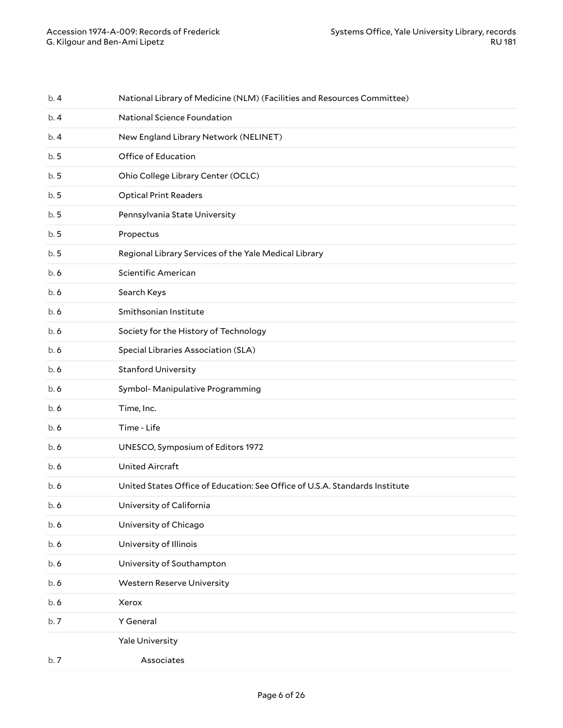| | |
|---|---|
| b. 4 | National Library of Medicine (NLM) (Facilities and Resources Committee) |
| b. 4 | National Science Foundation |
| b. 4 | New England Library Network (NELINET) |
| b. 5 | Office of Education |
| b. 5 | Ohio College Library Center (OCLC) |
| b. 5 | Optical Print Readers |
| b. 5 | Pennsylvania State University |
| b. 5 | Propectus |
| b. 5 | Regional Library Services of the Yale Medical Library |
| b. 6 | Scientific American |
| b. 6 | Search Keys |
| b. 6 | Smithsonian Institute |
| b. 6 | Society for the History of Technology |
| b. 6 | Special Libraries Association (SLA) |
| b. 6 | Stanford University |
| b. 6 | Symbol- Manipulative Programming |
| b. 6 | Time, Inc. |
| b. 6 | Time - Life |
| b. 6 | UNESCO, Symposium of Editors 1972 |
| b. 6 | United Aircraft |
| b. 6 | United States Office of Education: See Office of U.S.A. Standards Institute |
| b. 6 | University of California |
| b. 6 | University of Chicago |
| b. 6 | University of Illinois |
| b. 6 | University of Southampton |
| b. 6 | Western Reserve University |
| b. 6 | Xerox |
| b. 7 | Y General |
| | Yale University |
| b. 7 | Associates |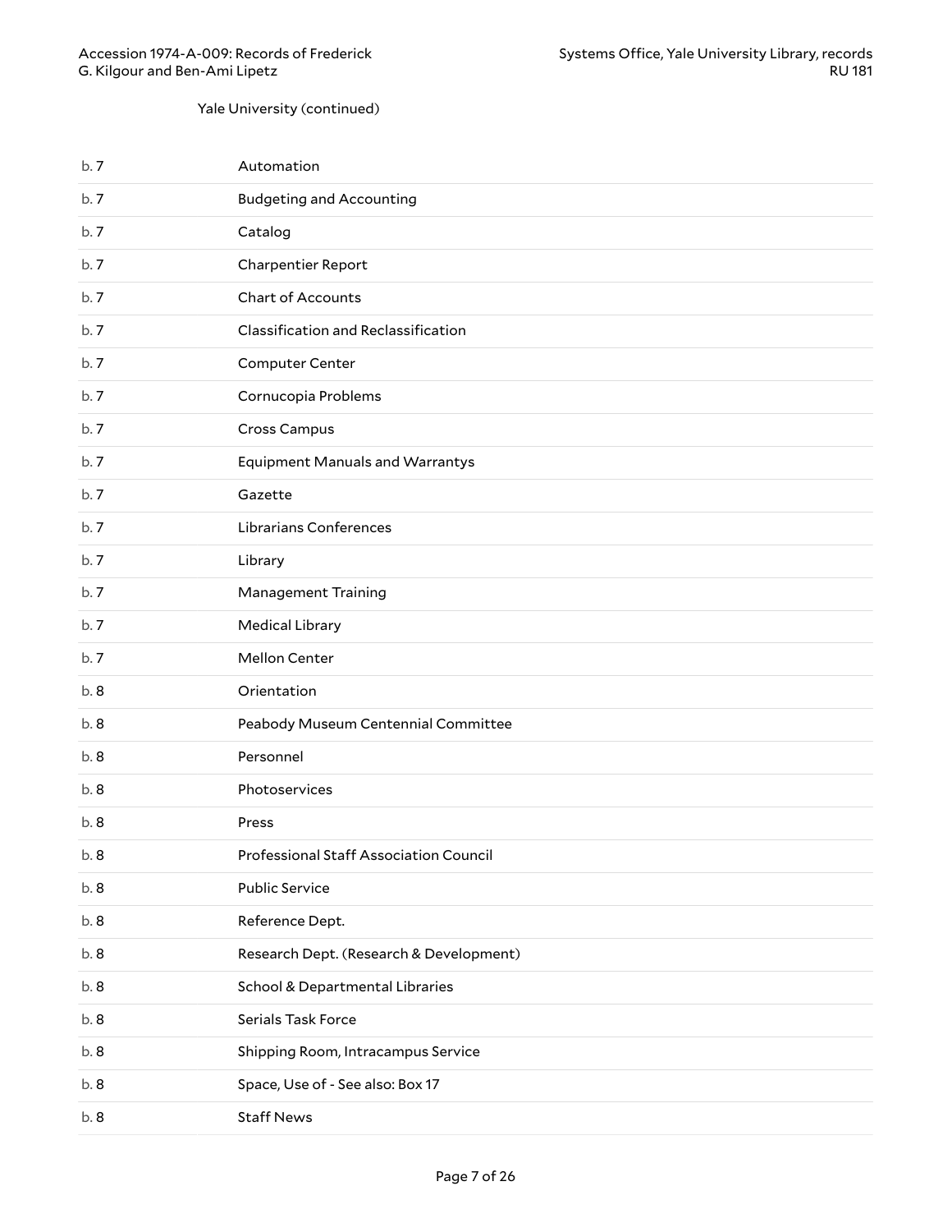Yale University (continued)

| | |
|---|---|
| b. 7 | Automation |
| b. 7 | Budgeting and Accounting |
| b. 7 | Catalog |
| b. 7 | Charpentier Report |
| b. 7 | Chart of Accounts |
| b. 7 | Classification and Reclassification |
| b. 7 | Computer Center |
| b. 7 | Cornucopia Problems |
| b. 7 | Cross Campus |
| b. 7 | Equipment Manuals and Warrantys |
| b. 7 | Gazette |
| b. 7 | Librarians Conferences |
| b. 7 | Library |
| b. 7 | Management Training |
| b. 7 | Medical Library |
| b. 7 | Mellon Center |
| b. 8 | Orientation |
| b. 8 | Peabody Museum Centennial Committee |
| b. 8 | Personnel |
| b. 8 | Photoservices |
| b. 8 | Press |
| b. 8 | Professional Staff Association Council |
| b. 8 | Public Service |
| b. 8 | Reference Dept. |
| b. 8 | Research Dept. (Research & Development) |
| b. 8 | School & Departmental Libraries |
| b. 8 | Serials Task Force |
| b. 8 | Shipping Room, Intracampus Service |
| b. 8 | Space, Use of - See also: Box 17 |
| b. 8 | Staff News |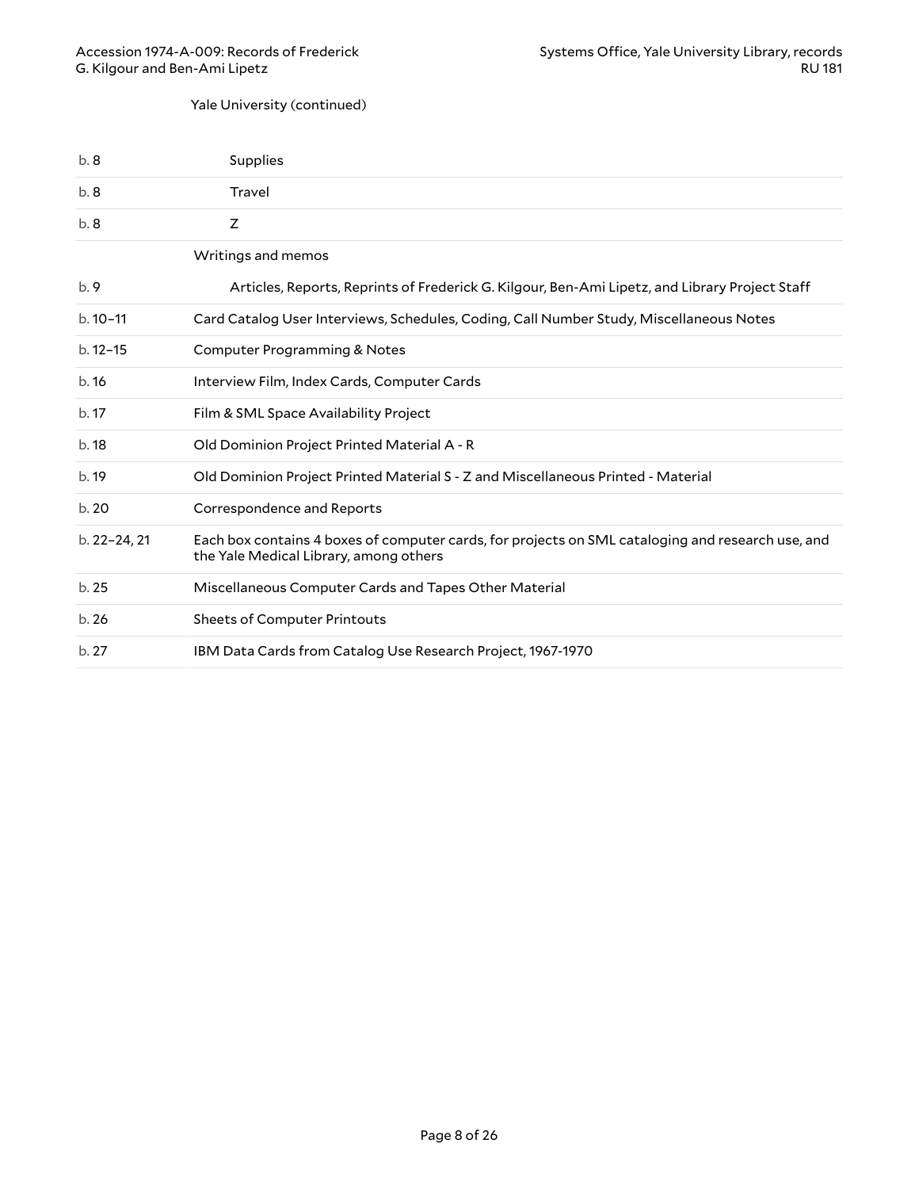Yale University (continued)

| Box | Description |
| --- | --- |
| b. 8 | Supplies |
| b. 8 | Travel |
| b. 8 | Z |
| | Writings and memos |
| b. 9 | Articles, Reports, Reprints of Frederick G. Kilgour, Ben-Ami Lipetz, and Library Project Staff |
| b. 10–11 | Card Catalog User Interviews, Schedules, Coding, Call Number Study, Miscellaneous Notes |
| b. 12–15 | Computer Programming & Notes |
| b. 16 | Interview Film, Index Cards, Computer Cards |
| b. 17 | Film & SML Space Availability Project |
| b. 18 | Old Dominion Project Printed Material A - R |
| b. 19 | Old Dominion Project Printed Material S - Z and Miscellaneous Printed - Material |
| b. 20 | Correspondence and Reports |
| b. 22–24, 21 | Each box contains 4 boxes of computer cards, for projects on SML cataloging and research use, and the Yale Medical Library, among others |
| b. 25 | Miscellaneous Computer Cards and Tapes Other Material |
| b. 26 | Sheets of Computer Printouts |
| b. 27 | IBM Data Cards from Catalog Use Research Project, 1967-1970 |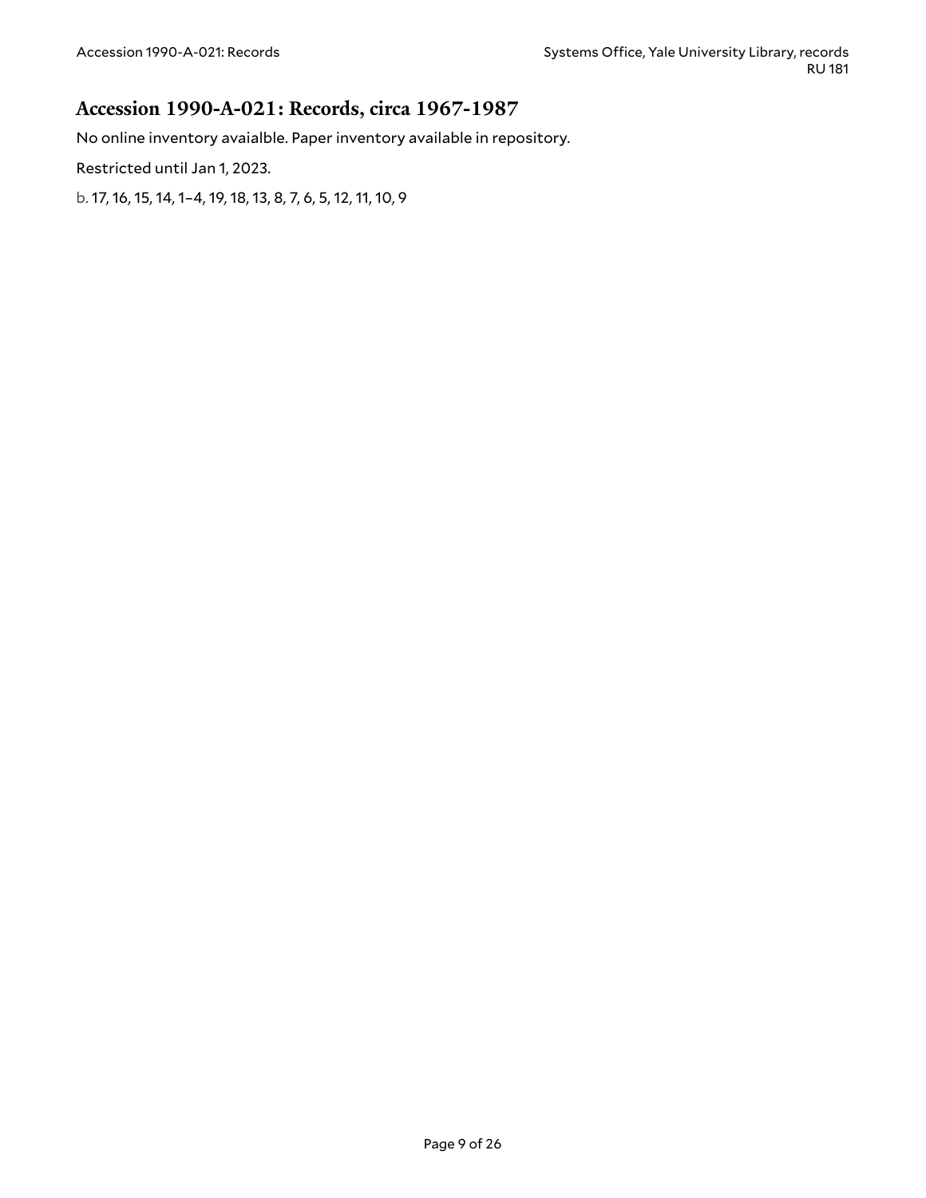## Accession 1990-A-021: Records, circa 1967-1987

No online inventory avaialble. Paper inventory available in repository.

Restricted until Jan 1, 2023.

b. 17, 16, 15, 14, 1–4, 19, 18, 13, 8, 7, 6, 5, 12, 11, 10, 9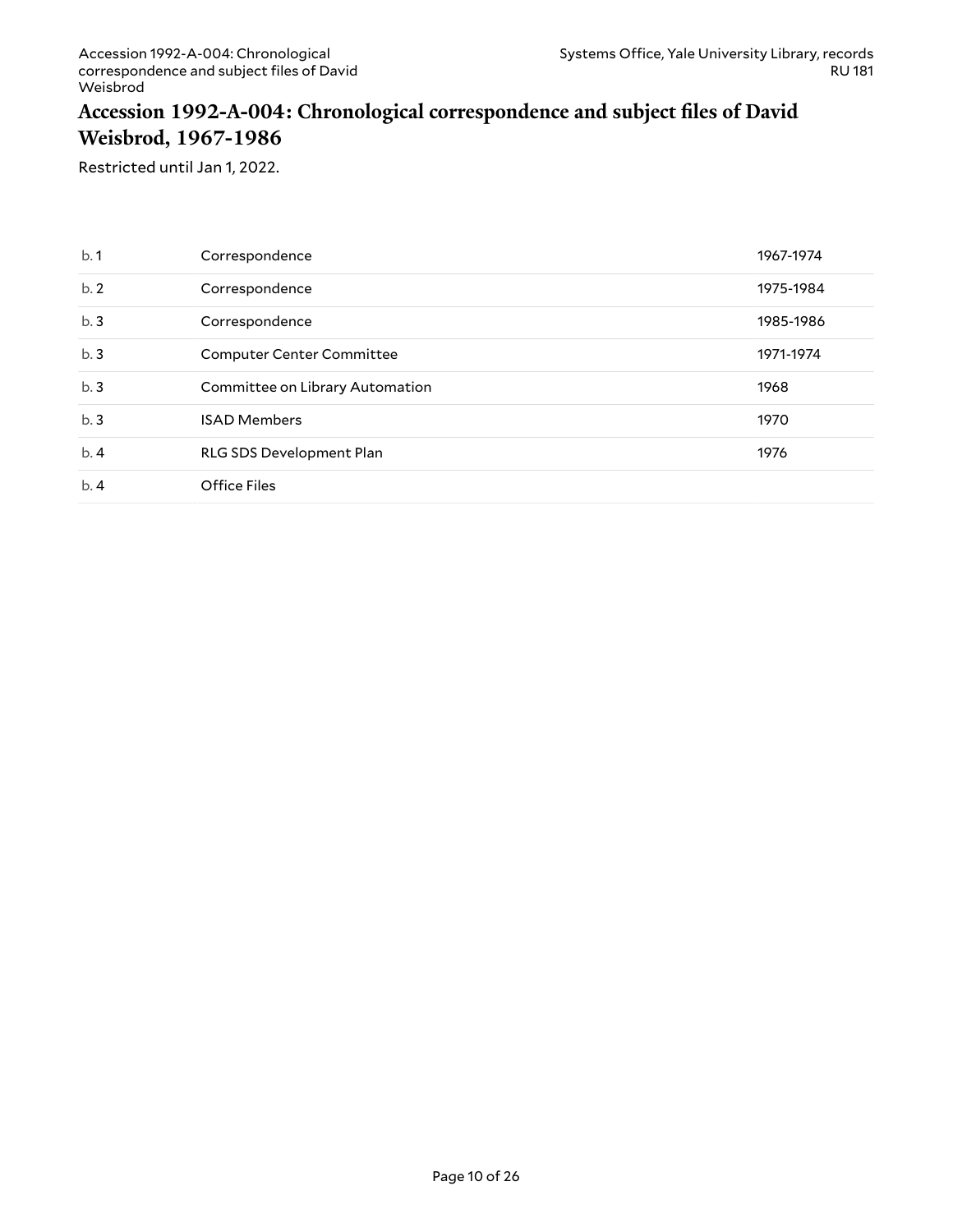## Accession 1992-A-004: Chronological correspondence and subject files of David Weisbrod, 1967-1986

Restricted until Jan 1, 2022.

| | | |
|---|---|---|
| b. 1 | Correspondence | 1967-1974 |
| b. 2 | Correspondence | 1975-1984 |
| b. 3 | Correspondence | 1985-1986 |
| b. 3 | Computer Center Committee | 1971-1974 |
| b. 3 | Committee on Library Automation | 1968 |
| b. 3 | ISAD Members | 1970 |
| b. 4 | RLG SDS Development Plan | 1976 |
| b. 4 | Office Files | |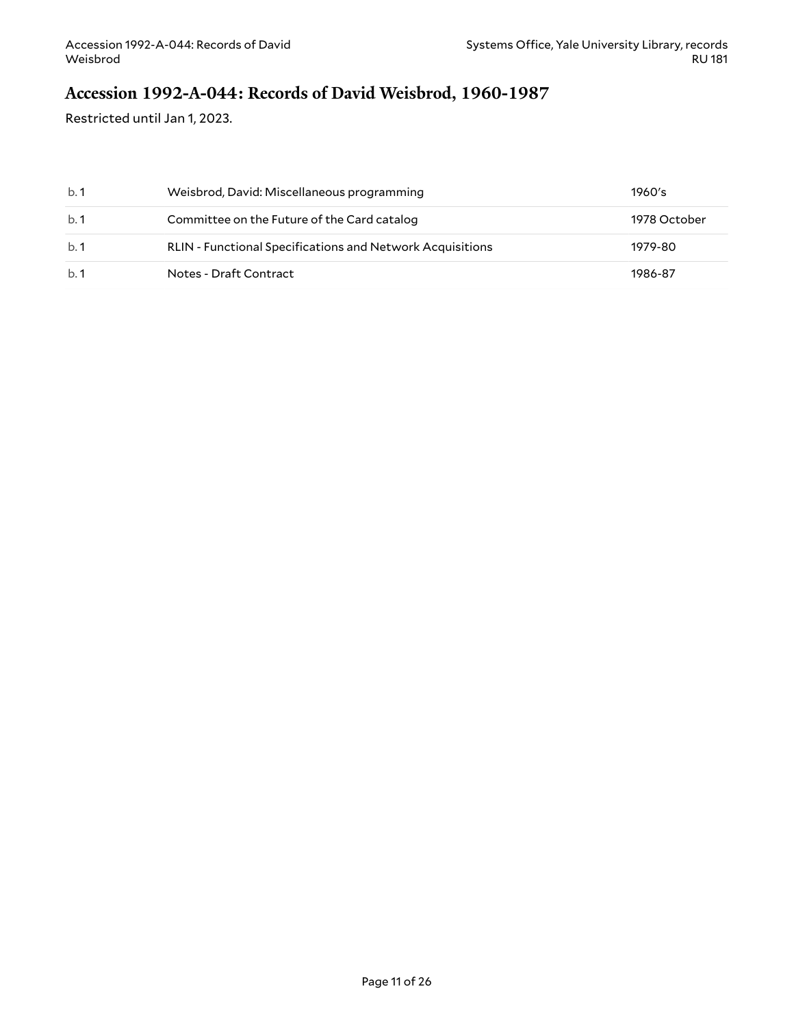## Accession 1992-A-044: Records of David Weisbrod, 1960-1987

Restricted until Jan 1, 2023.

| | | |
|---|---|---|
| b. 1 | Weisbrod, David: Miscellaneous programming | 1960's |
| b. 1 | Committee on the Future of the Card catalog | 1978 October |
| b. 1 | RLIN - Functional Specifications and Network Acquisitions | 1979-80 |
| b. 1 | Notes - Draft Contract | 1986-87 |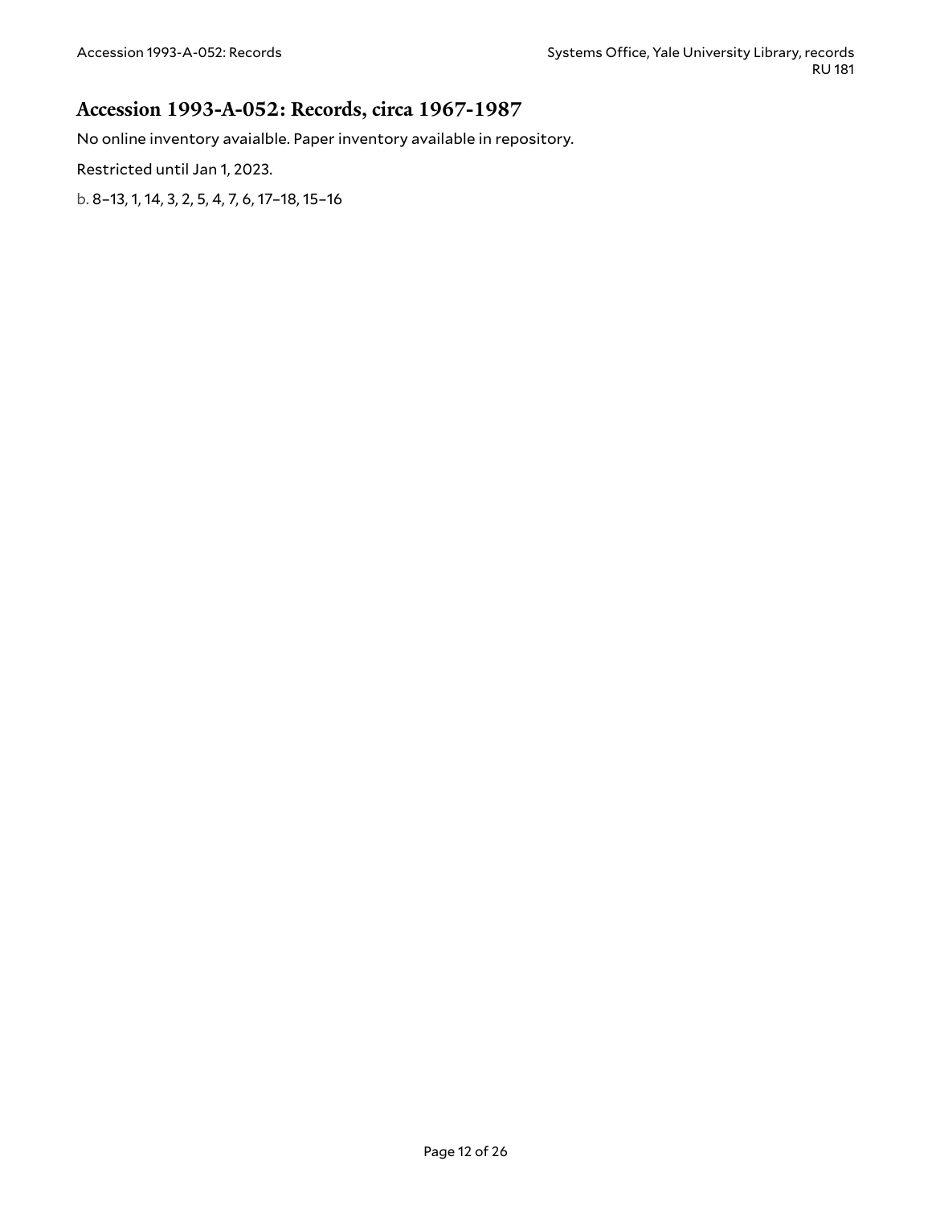## Accession 1993-A-052: Records, circa 1967-1987

No online inventory avaialble. Paper inventory available in repository.

Restricted until Jan 1, 2023.

b. 8–13, 1, 14, 3, 2, 5, 4, 7, 6, 17–18, 15–16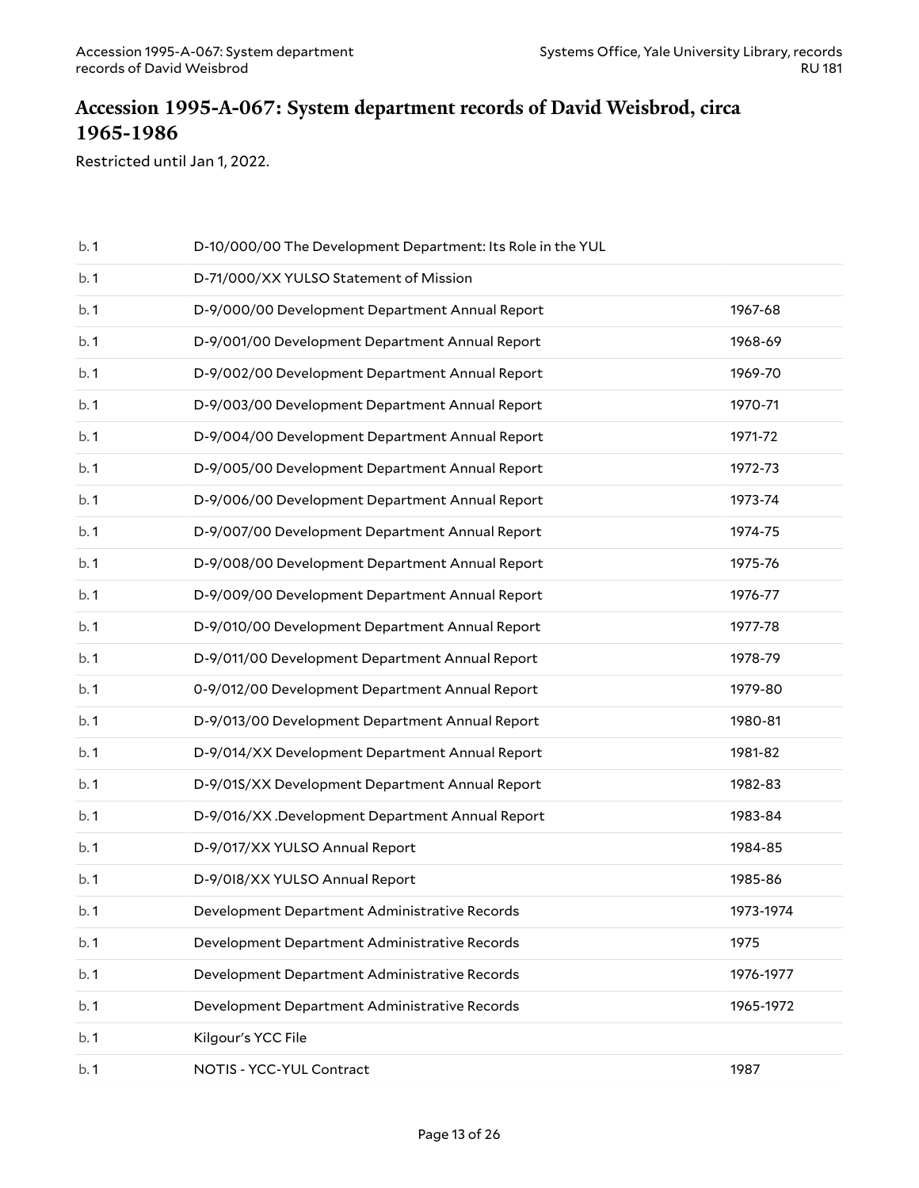## Accession 1995-A-067: System department records of David Weisbrod, circa 1965-1986

Restricted until Jan 1, 2022.

| | | |
|---|---|---|
| b. 1 | D-10/000/00 The Development Department: Its Role in the YUL | |
| b. 1 | D-71/000/XX YULSO Statement of Mission | |
| b. 1 | D-9/000/00 Development Department Annual Report | 1967-68 |
| b. 1 | D-9/001/00 Development Department Annual Report | 1968-69 |
| b. 1 | D-9/002/00 Development Department Annual Report | 1969-70 |
| b. 1 | D-9/003/00 Development Department Annual Report | 1970-71 |
| b. 1 | D-9/004/00 Development Department Annual Report | 1971-72 |
| b. 1 | D-9/005/00 Development Department Annual Report | 1972-73 |
| b. 1 | D-9/006/00 Development Department Annual Report | 1973-74 |
| b. 1 | D-9/007/00 Development Department Annual Report | 1974-75 |
| b. 1 | D-9/008/00 Development Department Annual Report | 1975-76 |
| b. 1 | D-9/009/00 Development Department Annual Report | 1976-77 |
| b. 1 | D-9/010/00 Development Department Annual Report | 1977-78 |
| b. 1 | D-9/011/00 Development Department Annual Report | 1978-79 |
| b. 1 | 0-9/012/00 Development Department Annual Report | 1979-80 |
| b. 1 | D-9/013/00 Development Department Annual Report | 1980-81 |
| b. 1 | D-9/014/XX Development Department Annual Report | 1981-82 |
| b. 1 | D-9/01S/XX Development Department Annual Report | 1982-83 |
| b. 1 | D-9/016/XX .Development Department Annual Report | 1983-84 |
| b. 1 | D-9/017/XX YULSO Annual Report | 1984-85 |
| b. 1 | D-9/0I8/XX YULSO Annual Report | 1985-86 |
| b. 1 | Development Department Administrative Records | 1973-1974 |
| b. 1 | Development Department Administrative Records | 1975 |
| b. 1 | Development Department Administrative Records | 1976-1977 |
| b. 1 | Development Department Administrative Records | 1965-1972 |
| b. 1 | Kilgour's YCC File | |
| b. 1 | NOTIS - YCC-YUL Contract | 1987 |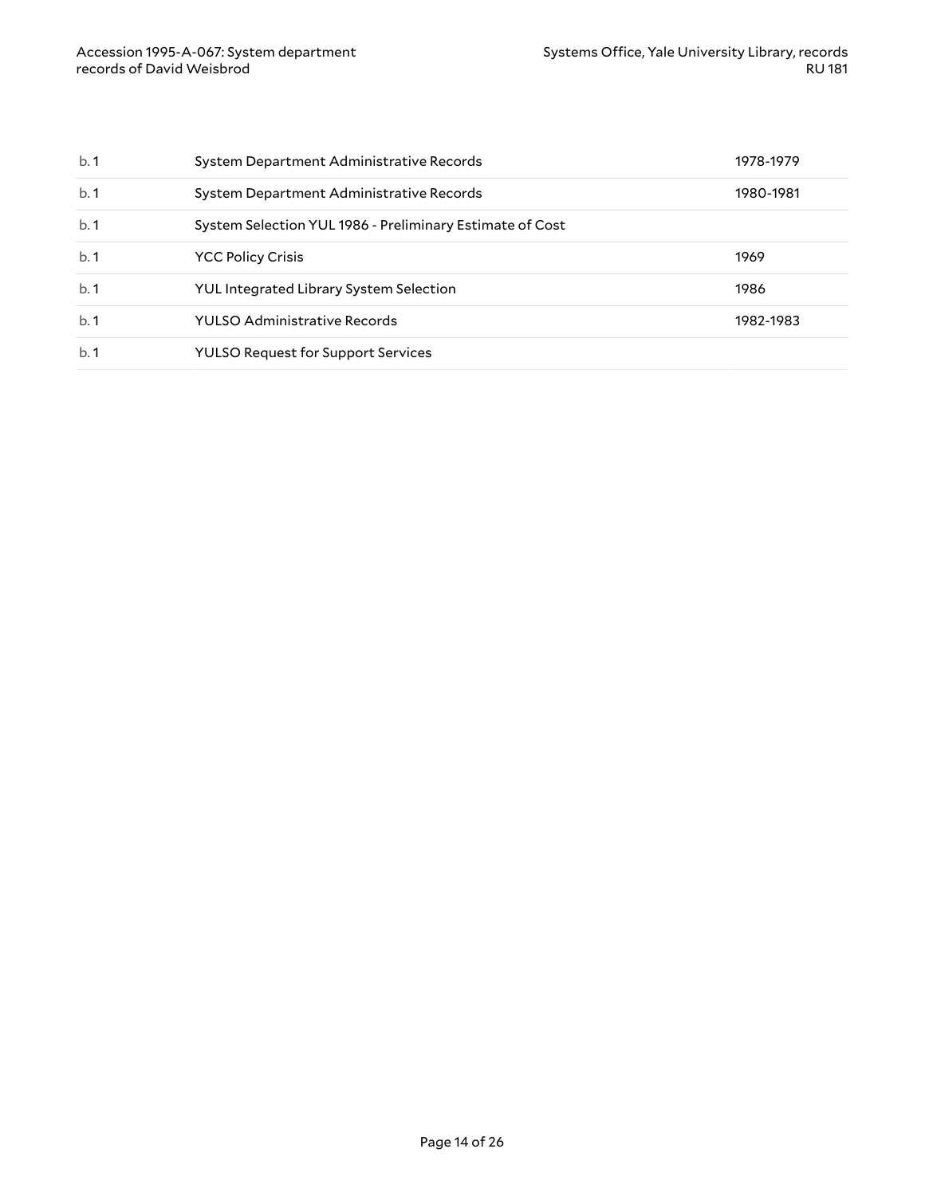| | | |
|---|---|---|
| b. 1 | System Department Administrative Records | 1978-1979 |
| b. 1 | System Department Administrative Records | 1980-1981 |
| b. 1 | System Selection YUL 1986 - Preliminary Estimate of Cost | |
| b. 1 | YCC Policy Crisis | 1969 |
| b. 1 | YUL Integrated Library System Selection | 1986 |
| b. 1 | YULSO Administrative Records | 1982-1983 |
| b. 1 | YULSO Request for Support Services | |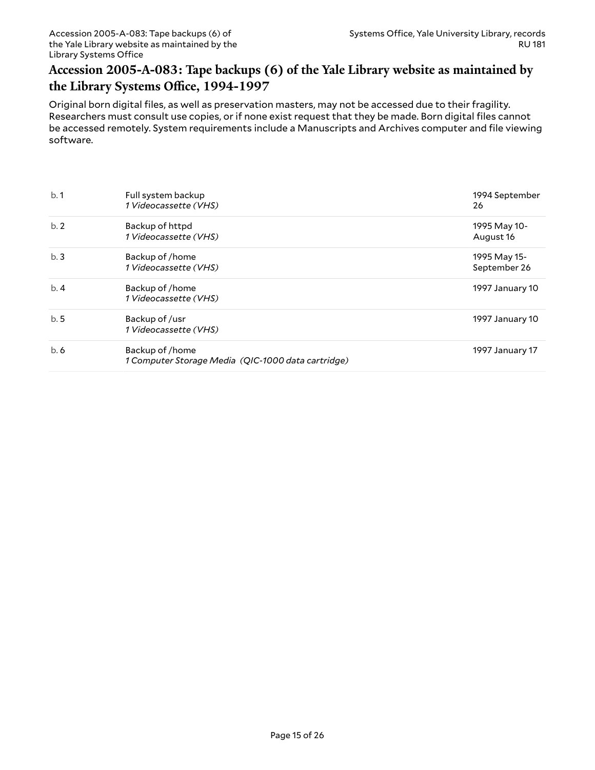## Accession 2005-A-083: Tape backups (6) of the Yale Library website as maintained by the Library Systems Office, 1994-1997

Original born digital files, as well as preservation masters, may not be accessed due to their fragility. Researchers must consult use copies, or if none exist request that they be made. Born digital files cannot be accessed remotely. System requirements include a Manuscripts and Archives computer and file viewing software.

| | | |
|---|---|---|
| b. 1 | Full system backup<br>*1 Videocassette (VHS)* | 1994 September 26 |
| b. 2 | Backup of httpd<br>*1 Videocassette (VHS)* | 1995 May 10-August 16 |
| b. 3 | Backup of /home<br>*1 Videocassette (VHS)* | 1995 May 15-September 26 |
| b. 4 | Backup of /home<br>*1 Videocassette (VHS)* | 1997 January 10 |
| b. 5 | Backup of /usr<br>*1 Videocassette (VHS)* | 1997 January 10 |
| b. 6 | Backup of /home<br>*1 Computer Storage Media (QIC-1000 data cartridge)* | 1997 January 17 |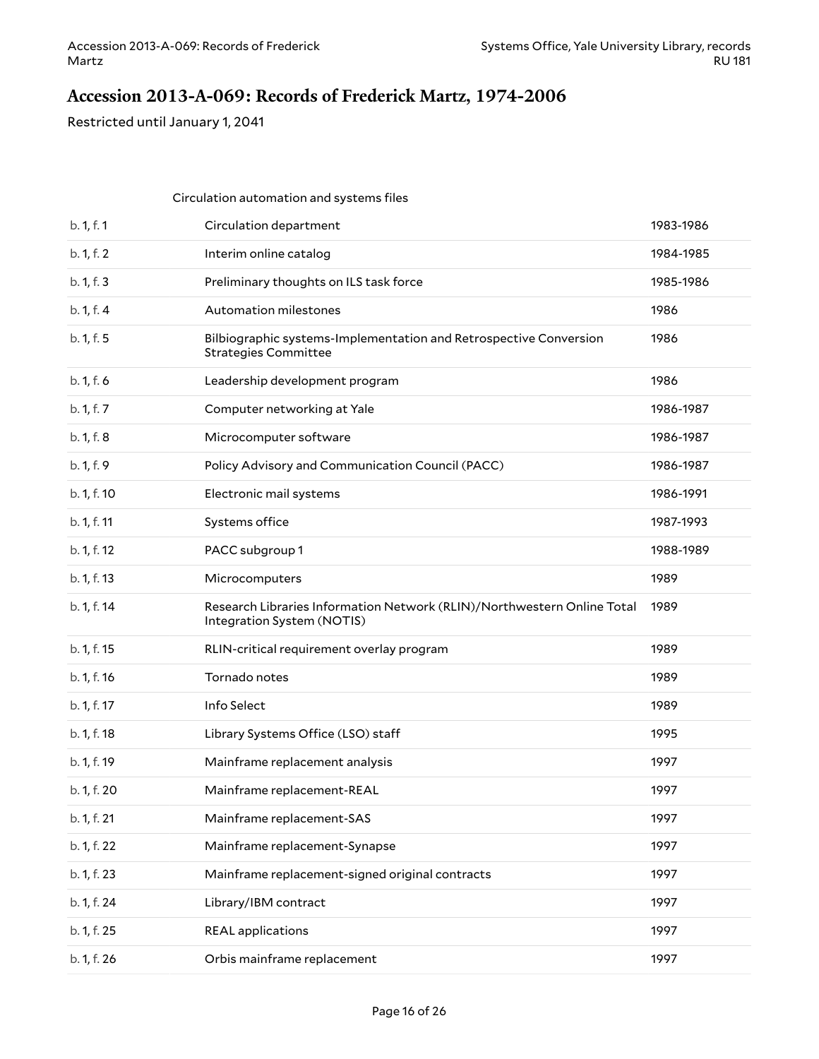## Accession 2013-A-069: Records of Frederick Martz, 1974-2006

Restricted until January 1, 2041

Circulation automation and systems files

| | | |
|---|---|---|
| b. 1, f. 1 | Circulation department | 1983-1986 |
| b. 1, f. 2 | Interim online catalog | 1984-1985 |
| b. 1, f. 3 | Preliminary thoughts on ILS task force | 1985-1986 |
| b. 1, f. 4 | Automation milestones | 1986 |
| b. 1, f. 5 | Bilbiographic systems-Implementation and Retrospective Conversion Strategies Committee | 1986 |
| b. 1, f. 6 | Leadership development program | 1986 |
| b. 1, f. 7 | Computer networking at Yale | 1986-1987 |
| b. 1, f. 8 | Microcomputer software | 1986-1987 |
| b. 1, f. 9 | Policy Advisory and Communication Council (PACC) | 1986-1987 |
| b. 1, f. 10 | Electronic mail systems | 1986-1991 |
| b. 1, f. 11 | Systems office | 1987-1993 |
| b. 1, f. 12 | PACC subgroup 1 | 1988-1989 |
| b. 1, f. 13 | Microcomputers | 1989 |
| b. 1, f. 14 | Research Libraries Information Network (RLIN)/Northwestern Online Total Integration System (NOTIS) | 1989 |
| b. 1, f. 15 | RLIN-critical requirement overlay program | 1989 |
| b. 1, f. 16 | Tornado notes | 1989 |
| b. 1, f. 17 | Info Select | 1989 |
| b. 1, f. 18 | Library Systems Office (LSO) staff | 1995 |
| b. 1, f. 19 | Mainframe replacement analysis | 1997 |
| b. 1, f. 20 | Mainframe replacement-REAL | 1997 |
| b. 1, f. 21 | Mainframe replacement-SAS | 1997 |
| b. 1, f. 22 | Mainframe replacement-Synapse | 1997 |
| b. 1, f. 23 | Mainframe replacement-signed original contracts | 1997 |
| b. 1, f. 24 | Library/IBM contract | 1997 |
| b. 1, f. 25 | REAL applications | 1997 |
| b. 1, f. 26 | Orbis mainframe replacement | 1997 |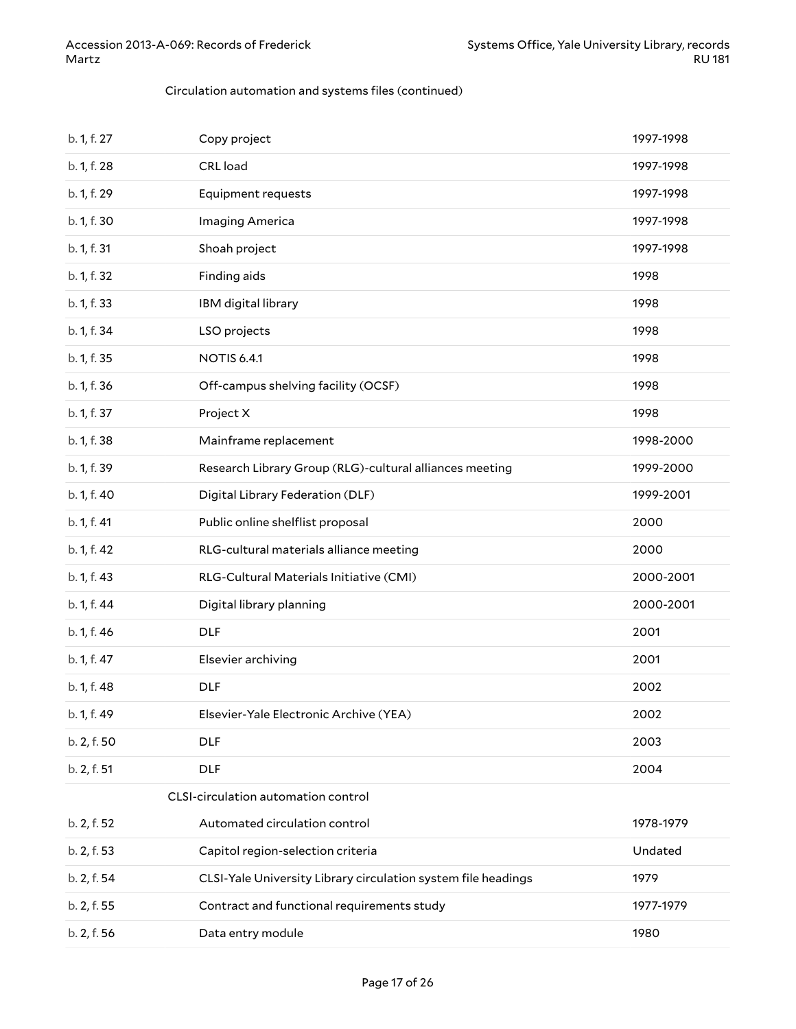Circulation automation and systems files (continued)

| | | |
|---|---|---|
| b. 1, f. 27 | Copy project | 1997-1998 |
| b. 1, f. 28 | CRL load | 1997-1998 |
| b. 1, f. 29 | Equipment requests | 1997-1998 |
| b. 1, f. 30 | Imaging America | 1997-1998 |
| b. 1, f. 31 | Shoah project | 1997-1998 |
| b. 1, f. 32 | Finding aids | 1998 |
| b. 1, f. 33 | IBM digital library | 1998 |
| b. 1, f. 34 | LSO projects | 1998 |
| b. 1, f. 35 | NOTIS 6.4.1 | 1998 |
| b. 1, f. 36 | Off-campus shelving facility (OCSF) | 1998 |
| b. 1, f. 37 | Project X | 1998 |
| b. 1, f. 38 | Mainframe replacement | 1998-2000 |
| b. 1, f. 39 | Research Library Group (RLG)-cultural alliances meeting | 1999-2000 |
| b. 1, f. 40 | Digital Library Federation (DLF) | 1999-2001 |
| b. 1, f. 41 | Public online shelflist proposal | 2000 |
| b. 1, f. 42 | RLG-cultural materials alliance meeting | 2000 |
| b. 1, f. 43 | RLG-Cultural Materials Initiative (CMI) | 2000-2001 |
| b. 1, f. 44 | Digital library planning | 2000-2001 |
| b. 1, f. 46 | DLF | 2001 |
| b. 1, f. 47 | Elsevier archiving | 2001 |
| b. 1, f. 48 | DLF | 2002 |
| b. 1, f. 49 | Elsevier-Yale Electronic Archive (YEA) | 2002 |
| b. 2, f. 50 | DLF | 2003 |
| b. 2, f. 51 | DLF | 2004 |

CLSI-circulation automation control

| | | |
|---|---|---|
| b. 2, f. 52 | Automated circulation control | 1978-1979 |
| b. 2, f. 53 | Capitol region-selection criteria | Undated |
| b. 2, f. 54 | CLSI-Yale University Library circulation system file headings | 1979 |
| b. 2, f. 55 | Contract and functional requirements study | 1977-1979 |
| b. 2, f. 56 | Data entry module | 1980 |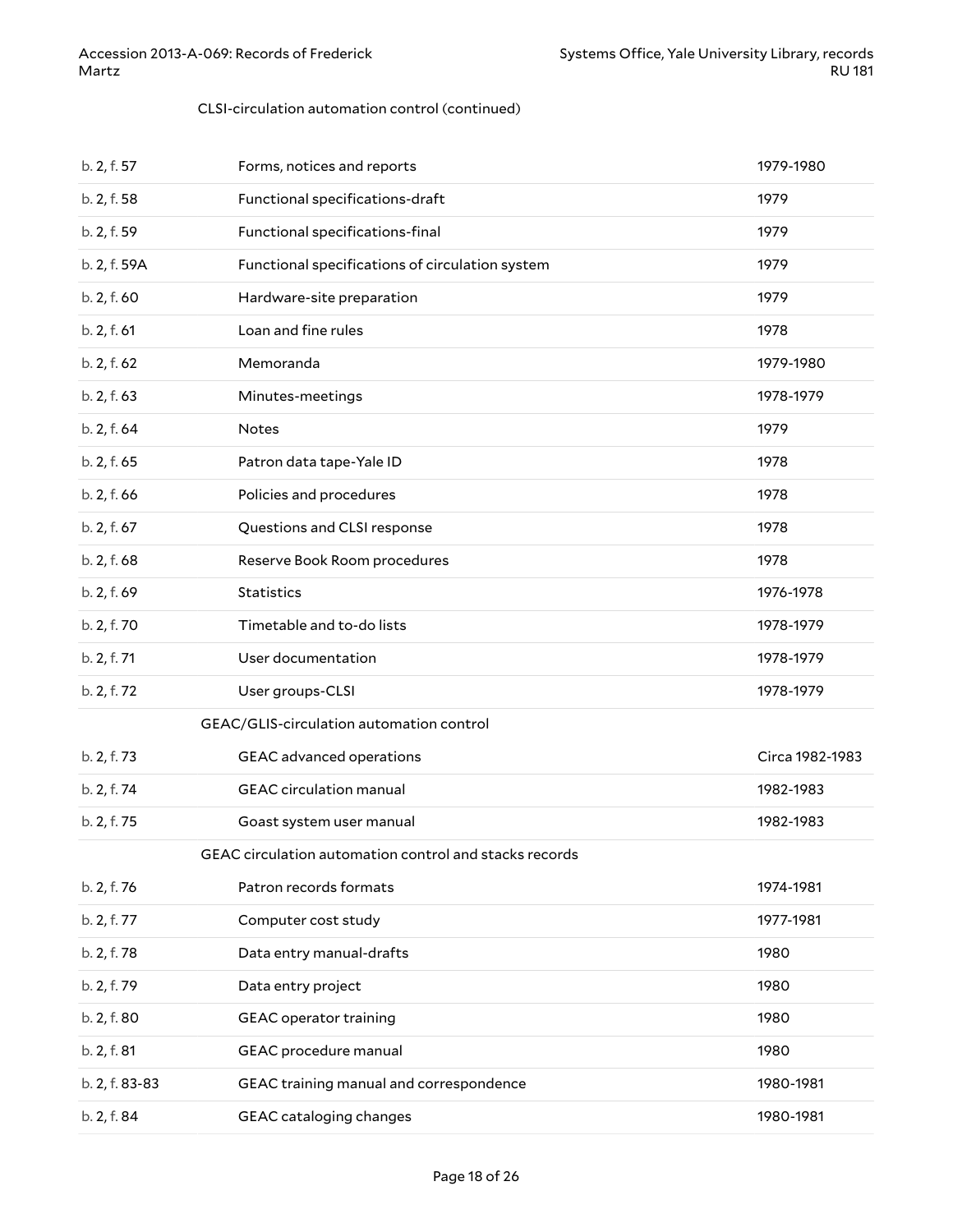CLSI-circulation automation control (continued)

| | | |
|---|---|---|
| b. 2, f. 57 | Forms, notices and reports | 1979-1980 |
| b. 2, f. 58 | Functional specifications-draft | 1979 |
| b. 2, f. 59 | Functional specifications-final | 1979 |
| b. 2, f. 59A | Functional specifications of circulation system | 1979 |
| b. 2, f. 60 | Hardware-site preparation | 1979 |
| b. 2, f. 61 | Loan and fine rules | 1978 |
| b. 2, f. 62 | Memoranda | 1979-1980 |
| b. 2, f. 63 | Minutes-meetings | 1978-1979 |
| b. 2, f. 64 | Notes | 1979 |
| b. 2, f. 65 | Patron data tape-Yale ID | 1978 |
| b. 2, f. 66 | Policies and procedures | 1978 |
| b. 2, f. 67 | Questions and CLSI response | 1978 |
| b. 2, f. 68 | Reserve Book Room procedures | 1978 |
| b. 2, f. 69 | Statistics | 1976-1978 |
| b. 2, f. 70 | Timetable and to-do lists | 1978-1979 |
| b. 2, f. 71 | User documentation | 1978-1979 |
| b. 2, f. 72 | User groups-CLSI | 1978-1979 |
| | **GEAC/GLIS-circulation automation control** | |
| b. 2, f. 73 | GEAC advanced operations | Circa 1982-1983 |
| b. 2, f. 74 | GEAC circulation manual | 1982-1983 |
| b. 2, f. 75 | Goast system user manual | 1982-1983 |
| | **GEAC circulation automation control and stacks records** | |
| b. 2, f. 76 | Patron records formats | 1974-1981 |
| b. 2, f. 77 | Computer cost study | 1977-1981 |
| b. 2, f. 78 | Data entry manual-drafts | 1980 |
| b. 2, f. 79 | Data entry project | 1980 |
| b. 2, f. 80 | GEAC operator training | 1980 |
| b. 2, f. 81 | GEAC procedure manual | 1980 |
| b. 2, f. 83-83 | GEAC training manual and correspondence | 1980-1981 |
| b. 2, f. 84 | GEAC cataloging changes | 1980-1981 |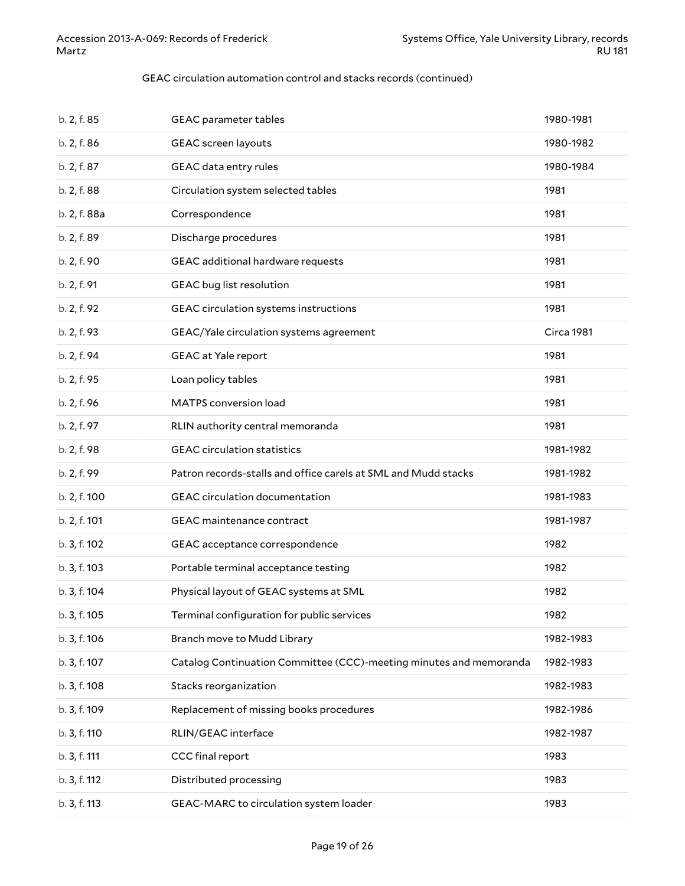GEAC circulation automation control and stacks records (continued)

| | | |
|---|---|---|
| b. 2, f. 85 | GEAC parameter tables | 1980-1981 |
| b. 2, f. 86 | GEAC screen layouts | 1980-1982 |
| b. 2, f. 87 | GEAC data entry rules | 1980-1984 |
| b. 2, f. 88 | Circulation system selected tables | 1981 |
| b. 2, f. 88a | Correspondence | 1981 |
| b. 2, f. 89 | Discharge procedures | 1981 |
| b. 2, f. 90 | GEAC additional hardware requests | 1981 |
| b. 2, f. 91 | GEAC bug list resolution | 1981 |
| b. 2, f. 92 | GEAC circulation systems instructions | 1981 |
| b. 2, f. 93 | GEAC/Yale circulation systems agreement | Circa 1981 |
| b. 2, f. 94 | GEAC at Yale report | 1981 |
| b. 2, f. 95 | Loan policy tables | 1981 |
| b. 2, f. 96 | MATPS conversion load | 1981 |
| b. 2, f. 97 | RLIN authority central memoranda | 1981 |
| b. 2, f. 98 | GEAC circulation statistics | 1981-1982 |
| b. 2, f. 99 | Patron records-stalls and office carels at SML and Mudd stacks | 1981-1982 |
| b. 2, f. 100 | GEAC circulation documentation | 1981-1983 |
| b. 2, f. 101 | GEAC maintenance contract | 1981-1987 |
| b. 3, f. 102 | GEAC acceptance correspondence | 1982 |
| b. 3, f. 103 | Portable terminal acceptance testing | 1982 |
| b. 3, f. 104 | Physical layout of GEAC systems at SML | 1982 |
| b. 3, f. 105 | Terminal configuration for public services | 1982 |
| b. 3, f. 106 | Branch move to Mudd Library | 1982-1983 |
| b. 3, f. 107 | Catalog Continuation Committee (CCC)-meeting minutes and memoranda | 1982-1983 |
| b. 3, f. 108 | Stacks reorganization | 1982-1983 |
| b. 3, f. 109 | Replacement of missing books procedures | 1982-1986 |
| b. 3, f. 110 | RLIN/GEAC interface | 1982-1987 |
| b. 3, f. 111 | CCC final report | 1983 |
| b. 3, f. 112 | Distributed processing | 1983 |
| b. 3, f. 113 | GEAC-MARC to circulation system loader | 1983 |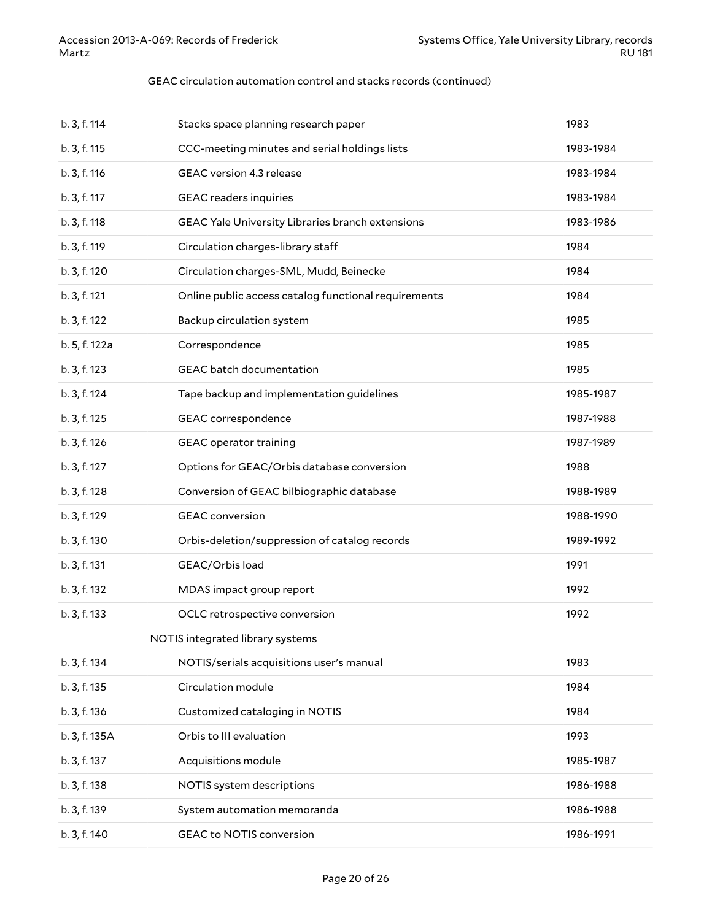GEAC circulation automation control and stacks records (continued)

| | | |
|---|---|---|
| b. 3, f. 114 | Stacks space planning research paper | 1983 |
| b. 3, f. 115 | CCC-meeting minutes and serial holdings lists | 1983-1984 |
| b. 3, f. 116 | GEAC version 4.3 release | 1983-1984 |
| b. 3, f. 117 | GEAC readers inquiries | 1983-1984 |
| b. 3, f. 118 | GEAC Yale University Libraries branch extensions | 1983-1986 |
| b. 3, f. 119 | Circulation charges-library staff | 1984 |
| b. 3, f. 120 | Circulation charges-SML, Mudd, Beinecke | 1984 |
| b. 3, f. 121 | Online public access catalog functional requirements | 1984 |
| b. 3, f. 122 | Backup circulation system | 1985 |
| b. 5, f. 122a | Correspondence | 1985 |
| b. 3, f. 123 | GEAC batch documentation | 1985 |
| b. 3, f. 124 | Tape backup and implementation guidelines | 1985-1987 |
| b. 3, f. 125 | GEAC correspondence | 1987-1988 |
| b. 3, f. 126 | GEAC operator training | 1987-1989 |
| b. 3, f. 127 | Options for GEAC/Orbis database conversion | 1988 |
| b. 3, f. 128 | Conversion of GEAC bilbiographic database | 1988-1989 |
| b. 3, f. 129 | GEAC conversion | 1988-1990 |
| b. 3, f. 130 | Orbis-deletion/suppression of catalog records | 1989-1992 |
| b. 3, f. 131 | GEAC/Orbis load | 1991 |
| b. 3, f. 132 | MDAS impact group report | 1992 |
| b. 3, f. 133 | OCLC retrospective conversion | 1992 |

NOTIS integrated library systems

| | | |
|---|---|---|
| b. 3, f. 134 | NOTIS/serials acquisitions user's manual | 1983 |
| b. 3, f. 135 | Circulation module | 1984 |
| b. 3, f. 136 | Customized cataloging in NOTIS | 1984 |
| b. 3, f. 135A | Orbis to III evaluation | 1993 |
| b. 3, f. 137 | Acquisitions module | 1985-1987 |
| b. 3, f. 138 | NOTIS system descriptions | 1986-1988 |
| b. 3, f. 139 | System automation memoranda | 1986-1988 |
| b. 3, f. 140 | GEAC to NOTIS conversion | 1986-1991 |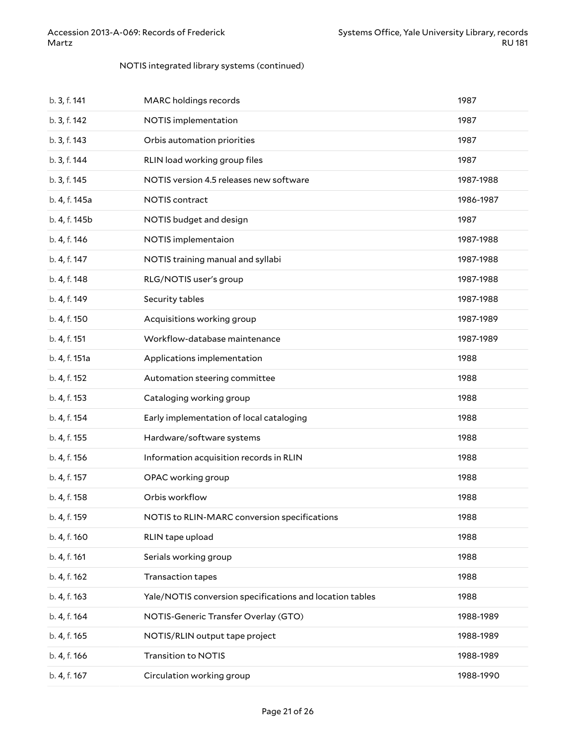NOTIS integrated library systems (continued)

| | | |
|---|---|---|
| b. 3, f. 141 | MARC holdings records | 1987 |
| b. 3, f. 142 | NOTIS implementation | 1987 |
| b. 3, f. 143 | Orbis automation priorities | 1987 |
| b. 3, f. 144 | RLIN load working group files | 1987 |
| b. 3, f. 145 | NOTIS version 4.5 releases new software | 1987-1988 |
| b. 4, f. 145a | NOTIS contract | 1986-1987 |
| b. 4, f. 145b | NOTIS budget and design | 1987 |
| b. 4, f. 146 | NOTIS implementaion | 1987-1988 |
| b. 4, f. 147 | NOTIS training manual and syllabi | 1987-1988 |
| b. 4, f. 148 | RLG/NOTIS user's group | 1987-1988 |
| b. 4, f. 149 | Security tables | 1987-1988 |
| b. 4, f. 150 | Acquisitions working group | 1987-1989 |
| b. 4, f. 151 | Workflow-database maintenance | 1987-1989 |
| b. 4, f. 151a | Applications implementation | 1988 |
| b. 4, f. 152 | Automation steering committee | 1988 |
| b. 4, f. 153 | Cataloging working group | 1988 |
| b. 4, f. 154 | Early implementation of local cataloging | 1988 |
| b. 4, f. 155 | Hardware/software systems | 1988 |
| b. 4, f. 156 | Information acquisition records in RLIN | 1988 |
| b. 4, f. 157 | OPAC working group | 1988 |
| b. 4, f. 158 | Orbis workflow | 1988 |
| b. 4, f. 159 | NOTIS to RLIN-MARC conversion specifications | 1988 |
| b. 4, f. 160 | RLIN tape upload | 1988 |
| b. 4, f. 161 | Serials working group | 1988 |
| b. 4, f. 162 | Transaction tapes | 1988 |
| b. 4, f. 163 | Yale/NOTIS conversion specifications and location tables | 1988 |
| b. 4, f. 164 | NOTIS-Generic Transfer Overlay (GTO) | 1988-1989 |
| b. 4, f. 165 | NOTIS/RLIN output tape project | 1988-1989 |
| b. 4, f. 166 | Transition to NOTIS | 1988-1989 |
| b. 4, f. 167 | Circulation working group | 1988-1990 |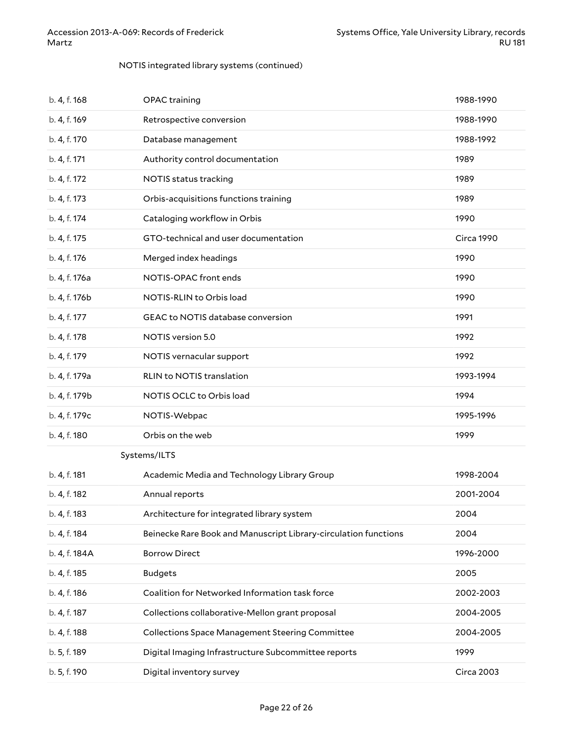NOTIS integrated library systems (continued)

| | | |
|---|---|---|
| b. 4, f. 168 | OPAC training | 1988-1990 |
| b. 4, f. 169 | Retrospective conversion | 1988-1990 |
| b. 4, f. 170 | Database management | 1988-1992 |
| b. 4, f. 171 | Authority control documentation | 1989 |
| b. 4, f. 172 | NOTIS status tracking | 1989 |
| b. 4, f. 173 | Orbis-acquisitions functions training | 1989 |
| b. 4, f. 174 | Cataloging workflow in Orbis | 1990 |
| b. 4, f. 175 | GTO-technical and user documentation | Circa 1990 |
| b. 4, f. 176 | Merged index headings | 1990 |
| b. 4, f. 176a | NOTIS-OPAC front ends | 1990 |
| b. 4, f. 176b | NOTIS-RLIN to Orbis load | 1990 |
| b. 4, f. 177 | GEAC to NOTIS database conversion | 1991 |
| b. 4, f. 178 | NOTIS version 5.0 | 1992 |
| b. 4, f. 179 | NOTIS vernacular support | 1992 |
| b. 4, f. 179a | RLIN to NOTIS translation | 1993-1994 |
| b. 4, f. 179b | NOTIS OCLC to Orbis load | 1994 |
| b. 4, f. 179c | NOTIS-Webpac | 1995-1996 |
| b. 4, f. 180 | Orbis on the web | 1999 |

Systems/ILTS

| | | |
|---|---|---|
| b. 4, f. 181 | Academic Media and Technology Library Group | 1998-2004 |
| b. 4, f. 182 | Annual reports | 2001-2004 |
| b. 4, f. 183 | Architecture for integrated library system | 2004 |
| b. 4, f. 184 | Beinecke Rare Book and Manuscript Library-circulation functions | 2004 |
| b. 4, f. 184A | Borrow Direct | 1996-2000 |
| b. 4, f. 185 | Budgets | 2005 |
| b. 4, f. 186 | Coalition for Networked Information task force | 2002-2003 |
| b. 4, f. 187 | Collections collaborative-Mellon grant proposal | 2004-2005 |
| b. 4, f. 188 | Collections Space Management Steering Committee | 2004-2005 |
| b. 5, f. 189 | Digital Imaging Infrastructure Subcommittee reports | 1999 |
| b. 5, f. 190 | Digital inventory survey | Circa 2003 |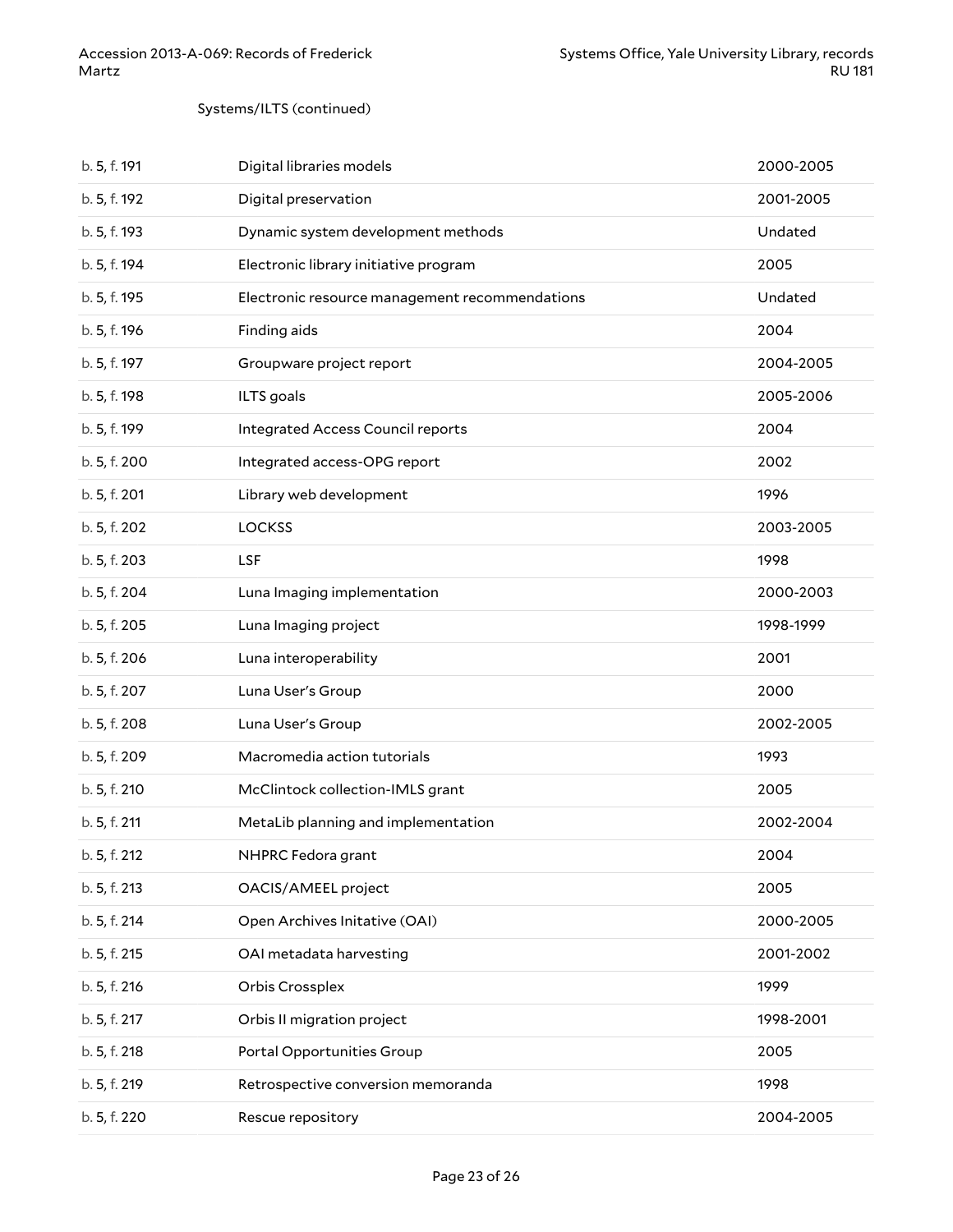Systems/ILTS (continued)

| | | |
|---|---|---|
| b. 5, f. 191 | Digital libraries models | 2000-2005 |
| b. 5, f. 192 | Digital preservation | 2001-2005 |
| b. 5, f. 193 | Dynamic system development methods | Undated |
| b. 5, f. 194 | Electronic library initiative program | 2005 |
| b. 5, f. 195 | Electronic resource management recommendations | Undated |
| b. 5, f. 196 | Finding aids | 2004 |
| b. 5, f. 197 | Groupware project report | 2004-2005 |
| b. 5, f. 198 | ILTS goals | 2005-2006 |
| b. 5, f. 199 | Integrated Access Council reports | 2004 |
| b. 5, f. 200 | Integrated access-OPG report | 2002 |
| b. 5, f. 201 | Library web development | 1996 |
| b. 5, f. 202 | LOCKSS | 2003-2005 |
| b. 5, f. 203 | LSF | 1998 |
| b. 5, f. 204 | Luna Imaging implementation | 2000-2003 |
| b. 5, f. 205 | Luna Imaging project | 1998-1999 |
| b. 5, f. 206 | Luna interoperability | 2001 |
| b. 5, f. 207 | Luna User's Group | 2000 |
| b. 5, f. 208 | Luna User's Group | 2002-2005 |
| b. 5, f. 209 | Macromedia action tutorials | 1993 |
| b. 5, f. 210 | McClintock collection-IMLS grant | 2005 |
| b. 5, f. 211 | MetaLib planning and implementation | 2002-2004 |
| b. 5, f. 212 | NHPRC Fedora grant | 2004 |
| b. 5, f. 213 | OACIS/AMEEL project | 2005 |
| b. 5, f. 214 | Open Archives Initative (OAI) | 2000-2005 |
| b. 5, f. 215 | OAI metadata harvesting | 2001-2002 |
| b. 5, f. 216 | Orbis Crossplex | 1999 |
| b. 5, f. 217 | Orbis II migration project | 1998-2001 |
| b. 5, f. 218 | Portal Opportunities Group | 2005 |
| b. 5, f. 219 | Retrospective conversion memoranda | 1998 |
| b. 5, f. 220 | Rescue repository | 2004-2005 |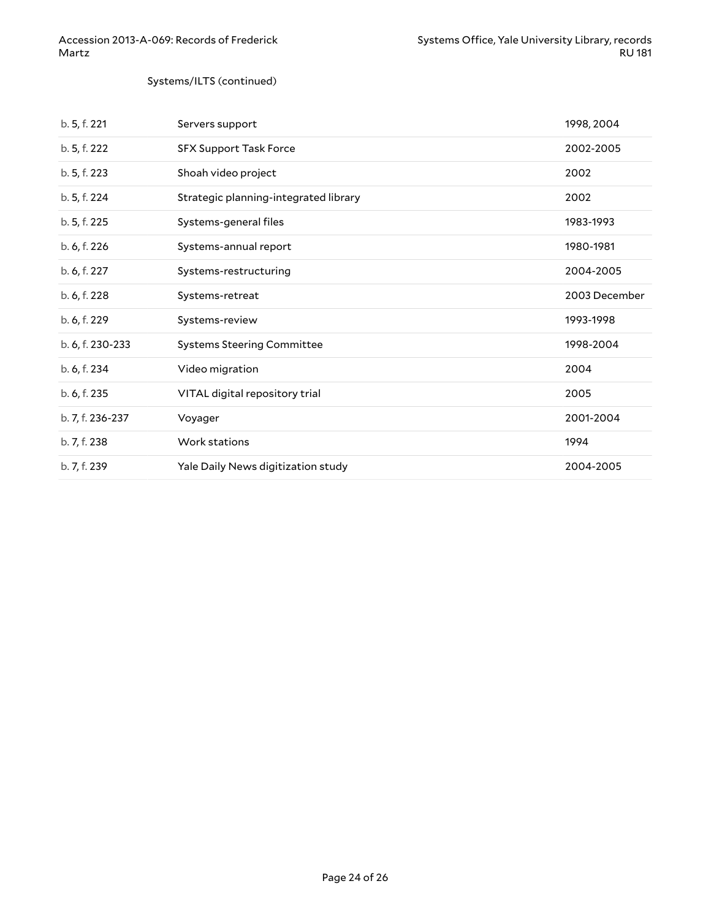Systems/ILTS (continued)

| | | |
|---|---|---|
| b. 5, f. 221 | Servers support | 1998, 2004 |
| b. 5, f. 222 | SFX Support Task Force | 2002-2005 |
| b. 5, f. 223 | Shoah video project | 2002 |
| b. 5, f. 224 | Strategic planning-integrated library | 2002 |
| b. 5, f. 225 | Systems-general files | 1983-1993 |
| b. 6, f. 226 | Systems-annual report | 1980-1981 |
| b. 6, f. 227 | Systems-restructuring | 2004-2005 |
| b. 6, f. 228 | Systems-retreat | 2003 December |
| b. 6, f. 229 | Systems-review | 1993-1998 |
| b. 6, f. 230-233 | Systems Steering Committee | 1998-2004 |
| b. 6, f. 234 | Video migration | 2004 |
| b. 6, f. 235 | VITAL digital repository trial | 2005 |
| b. 7, f. 236-237 | Voyager | 2001-2004 |
| b. 7, f. 238 | Work stations | 1994 |
| b. 7, f. 239 | Yale Daily News digitization study | 2004-2005 |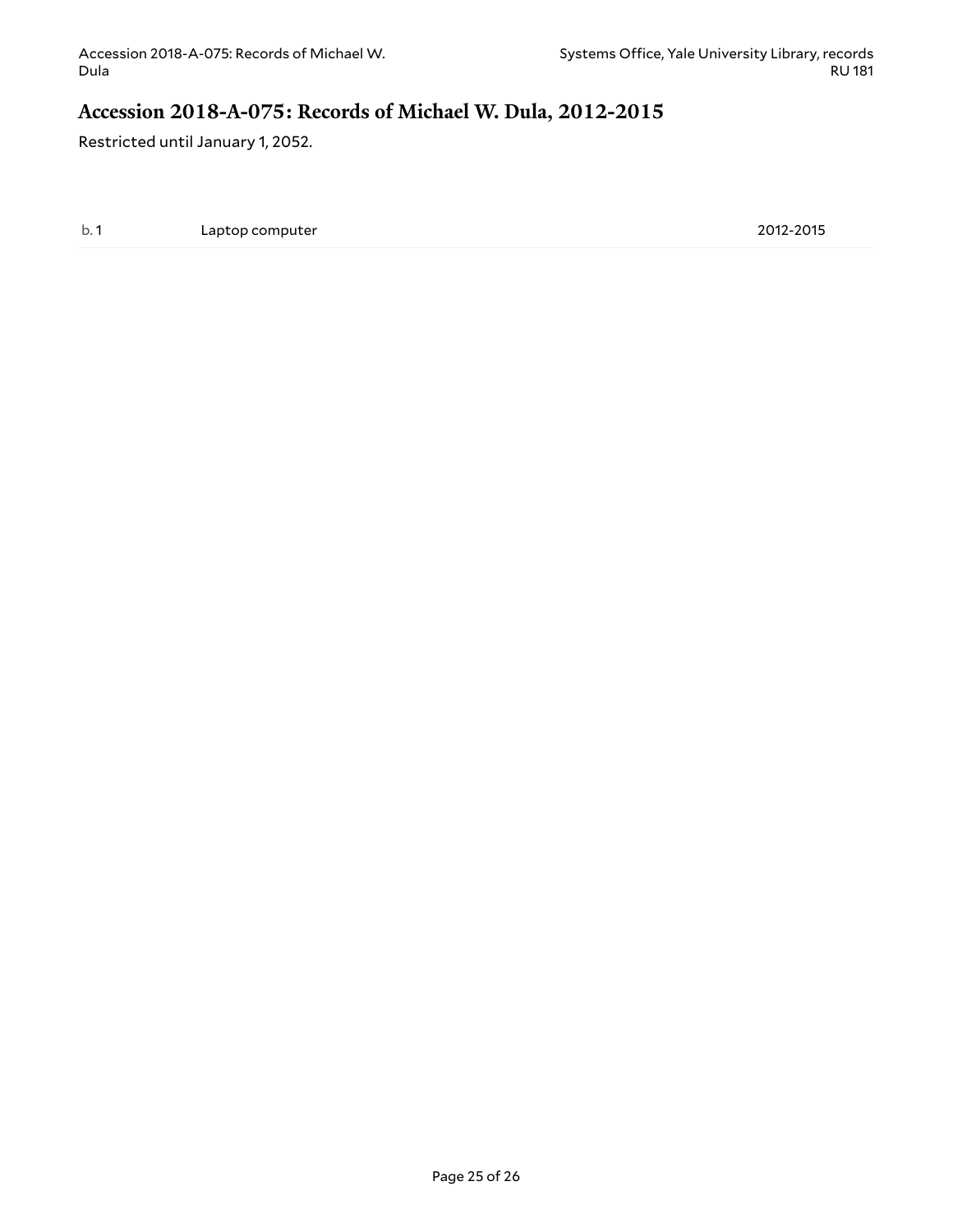## Accession 2018-A-075: Records of Michael W. Dula, 2012-2015

Restricted until January 1, 2052.

| | | |
|---|---|---|
| b. 1 | Laptop computer | 2012-2015 |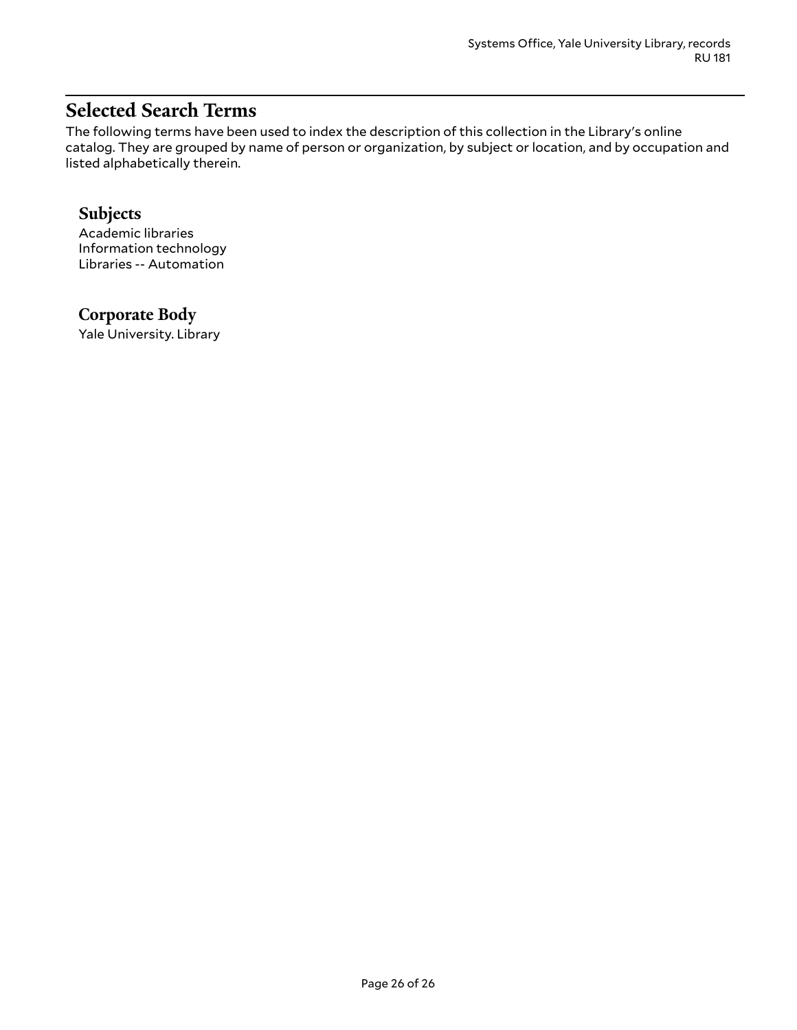## Selected Search Terms

The following terms have been used to index the description of this collection in the Library's online catalog. They are grouped by name of person or organization, by subject or location, and by occupation and listed alphabetically therein.

### Subjects

Academic libraries
Information technology
Libraries -- Automation

### Corporate Body

Yale University. Library